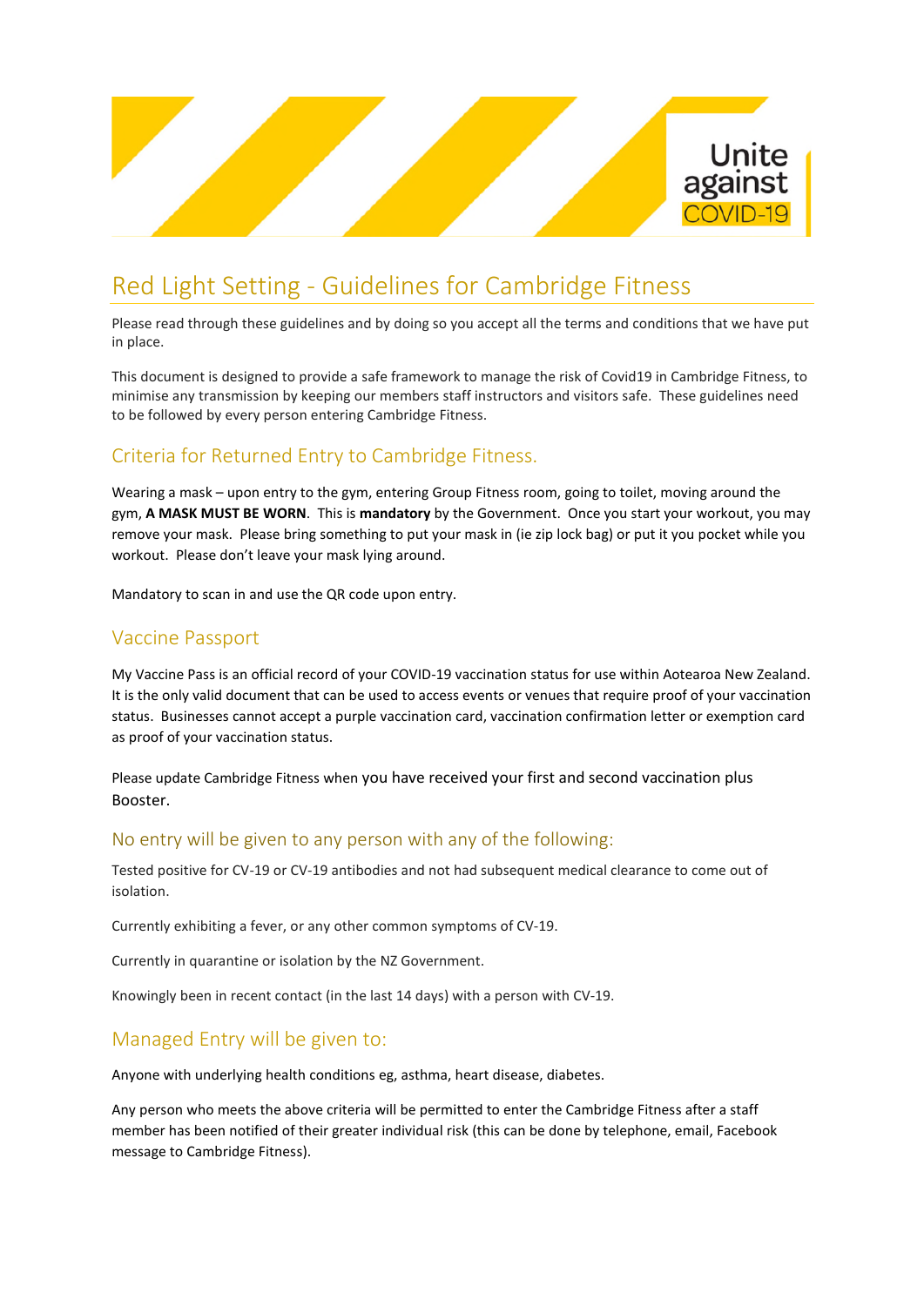Unite against COVID-19

# Red Light Setting - Guidelines for Cambridge Fitness

Please read through these guidelines and by doing so you accept all the terms and conditions that we have put in place.

This document is designed to provide a safe framework to manage the risk of Covid19 in Cambridge Fitness, to minimise any transmission by keeping our members staff instructors and visitors safe. These guidelines need to be followed by every person entering Cambridge Fitness.

## Criteria for Returned Entry to Cambridge Fitness.

Wearing a mask – upon entry to the gym, entering Group Fitness room, going to toilet, moving around the gym, **A MASK MUST BE WORN**. This is **mandatory** by the Government. Once you start your workout, you may remove your mask. Please bring something to put your mask in (ie zip lock bag) or put it you pocket while you workout. Please don't leave your mask lying around.

Mandatory to scan in and use the QR code upon entry.

## Vaccine Passport

My Vaccine Pass is an official record of your COVID-19 vaccination status for use within Aotearoa New Zealand. It is the only valid document that can be used to access events or venues that require proof of your vaccination status. Businesses cannot accept a purple vaccination card, vaccination confirmation letter or exemption card as proof of your vaccination status.

Please update Cambridge Fitness when you have received your first and second vaccination plus Booster.

### No entry will be given to any person with any of the following:

Tested positive for CV-19 or CV-19 antibodies and not had subsequent medical clearance to come out of isolation.

Currently exhibiting a fever, or any other common symptoms of CV-19.

Currently in quarantine or isolation by the NZ Government.

Knowingly been in recent contact (in the last 14 days) with a person with CV-19.

## Managed Entry will be given to:

Anyone with underlying health conditions eg, asthma, heart disease, diabetes.

Any person who meets the above criteria will be permitted to enter the Cambridge Fitness after a staff member has been notified of their greater individual risk (this can be done by telephone, email, Facebook message to Cambridge Fitness).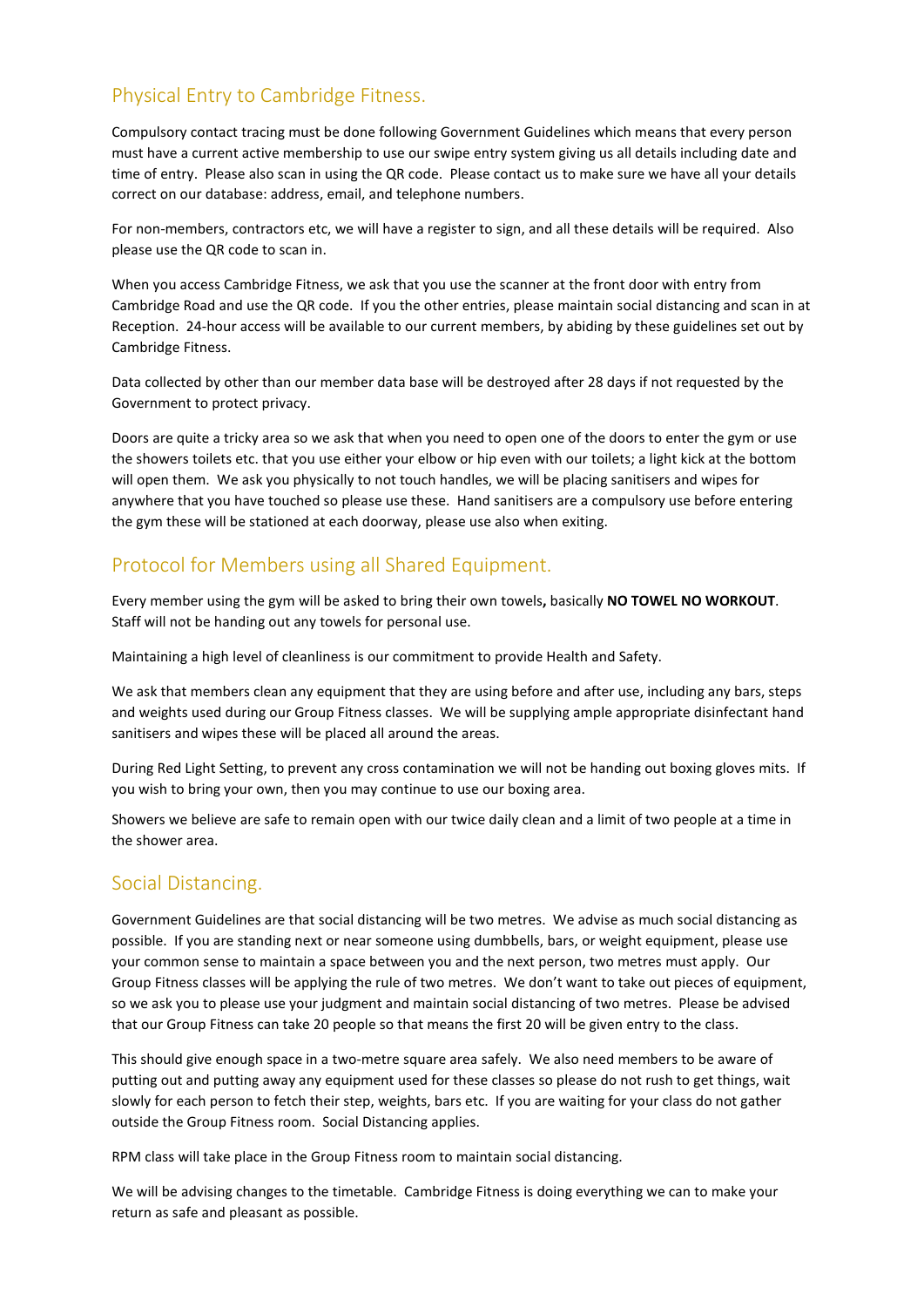## Physical Entry to Cambridge Fitness.

Compulsory contact tracing must be done following Government Guidelines which means that every person must have a current active membership to use our swipe entry system giving us all details including date and time of entry. Please also scan in using the QR code. Please contact us to make sure we have all your details correct on our database: address, email, and telephone numbers.

For non-members, contractors etc, we will have a register to sign, and all these details will be required. Also please use the QR code to scan in.

When you access Cambridge Fitness, we ask that you use the scanner at the front door with entry from Cambridge Road and use the QR code. If you the other entries, please maintain social distancing and scan in at Reception. 24-hour access will be available to our current members, by abiding by these guidelines set out by Cambridge Fitness.

Data collected by other than our member data base will be destroyed after 28 days if not requested by the Government to protect privacy.

Doors are quite a tricky area so we ask that when you need to open one of the doors to enter the gym or use the showers toilets etc. that you use either your elbow or hip even with our toilets; a light kick at the bottom will open them. We ask you physically to not touch handles, we will be placing sanitisers and wipes for anywhere that you have touched so please use these. Hand sanitisers are a compulsory use before entering the gym these will be stationed at each doorway, please use also when exiting.

## Protocol for Members using all Shared Equipment.

Every member using the gym will be asked to bring their own towels**,** basically **NO TOWEL NO WORKOUT**. Staff will not be handing out any towels for personal use.

Maintaining a high level of cleanliness is our commitment to provide Health and Safety.

We ask that members clean any equipment that they are using before and after use, including any bars, steps and weights used during our Group Fitness classes. We will be supplying ample appropriate disinfectant hand sanitisers and wipes these will be placed all around the areas.

During Red Light Setting, to prevent any cross contamination we will not be handing out boxing gloves mits. If you wish to bring your own, then you may continue to use our boxing area.

Showers we believe are safe to remain open with our twice daily clean and a limit of two people at a time in the shower area.

## Social Distancing.

Government Guidelines are that social distancing will be two metres. We advise as much social distancing as possible. If you are standing next or near someone using dumbbells, bars, or weight equipment, please use your common sense to maintain a space between you and the next person, two metres must apply. Our Group Fitness classes will be applying the rule of two metres. We don't want to take out pieces of equipment, so we ask you to please use your judgment and maintain social distancing of two metres. Please be advised that our Group Fitness can take 20 people so that means the first 20 will be given entry to the class.

This should give enough space in a two-metre square area safely. We also need members to be aware of putting out and putting away any equipment used for these classes so please do not rush to get things, wait slowly for each person to fetch their step, weights, bars etc. If you are waiting for your class do not gather outside the Group Fitness room. Social Distancing applies.

RPM class will take place in the Group Fitness room to maintain social distancing.

We will be advising changes to the timetable. Cambridge Fitness is doing everything we can to make your return as safe and pleasant as possible.